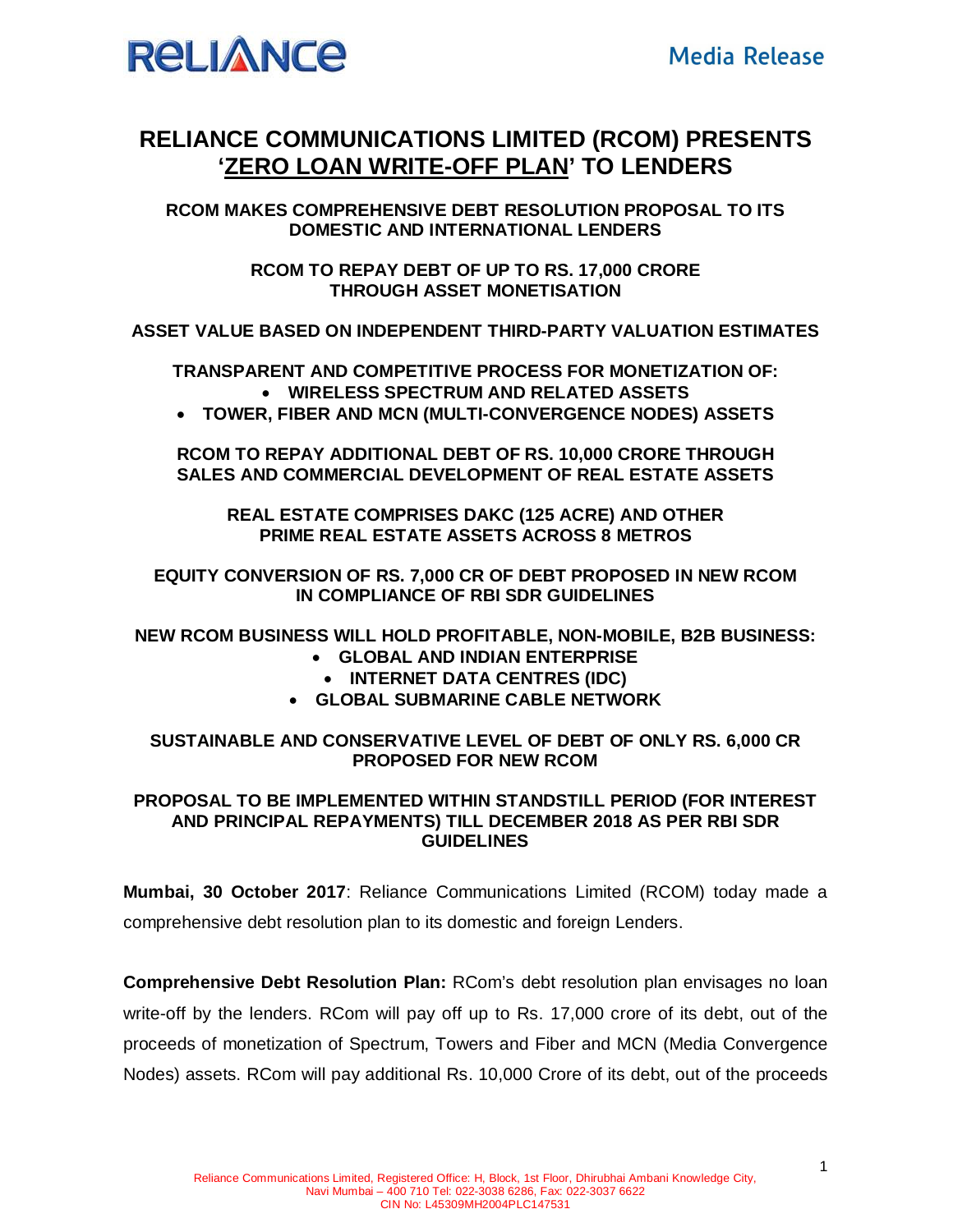RELIANCE

Media Release

# RELIANCE COMMUNICATIONS LIMITED (RCOM) PRESENTS '<u>ZERO LOAN WRITE-OFF PLAN</u>' TO LENDERS

**RCOM MAKES COMPREHENSIVE DEBT RESOLUTION PROPOSAL TO ITS DOMESTIC AND INTERNATIONAL LENDERS**

**RCOM TO REPAY DEBT OF UP TO RS. 17,000 CRORE THROUGH ASSET MONETISATION**

**ASSET VALUE BASED ON INDEPENDENT THIRD-PARTY VALUATION ESTIMATES**

**TRANSPARENT AND COMPETITIVE PROCESS FOR MONETIZATION OF:**

- **WIRELESS SPECTRUM AND RELATED ASSETS**
- **TOWER, FIBER AND MCN (MULTI-CONVERGENCE NODES) ASSETS**

**RCOM TO REPAY ADDITIONAL DEBT OF RS. 10,000 CRORE THROUGH SALES AND COMMERCIAL DEVELOPMENT OF REAL ESTATE ASSETS**

**REAL ESTATE COMPRISES DAKC (125 ACRE) AND OTHER PRIME REAL ESTATE ASSETS ACROSS 8 METROS**

**EQUITY CONVERSION OF RS. 7,000 CR OF DEBT PROPOSED IN NEW RCOM IN COMPLIANCE OF RBI SDR GUIDELINES**

**NEW RCOM BUSINESS WILL HOLD PROFITABLE, NON-MOBILE, B2B BUSINESS:**

- **GLOBAL AND INDIAN ENTERPRISE**
- **INTERNET DATA CENTRES (IDC)**
- **GLOBAL SUBMARINE CABLE NETWORK**

**SUSTAINABLE AND CONSERVATIVE LEVEL OF DEBT OF ONLY RS. 6,000 CR PROPOSED FOR NEW RCOM**

**PROPOSAL TO BE IMPLEMENTED WITHIN STANDSTILL PERIOD (FOR INTEREST AND PRINCIPAL REPAYMENTS) TILL DECEMBER 2018 AS PER RBI SDR GUIDELINES**

**Mumbai, 30 October 2017**: Reliance Communications Limited (RCOM) today made a comprehensive debt resolution plan to its domestic and foreign Lenders.

**Comprehensive Debt Resolution Plan:** RCom's debt resolution plan envisages no loan write-off by the lenders. RCom will pay off up to Rs. 17,000 crore of its debt, out of the proceeds of monetization of Spectrum, Towers and Fiber and MCN (Media Convergence Nodes) assets. RCom will pay additional Rs. 10,000 Crore of its debt, out of the proceeds

Reliance Communications Limited, Registered Office: H, Block, 1st Floor, Dhirubhai Ambani Knowledge City, Navi Mumbai – 400 710 Tel: 022-3038 6286, Fax: 022-3037 6622
CIN No: L45309MH2004PLC147531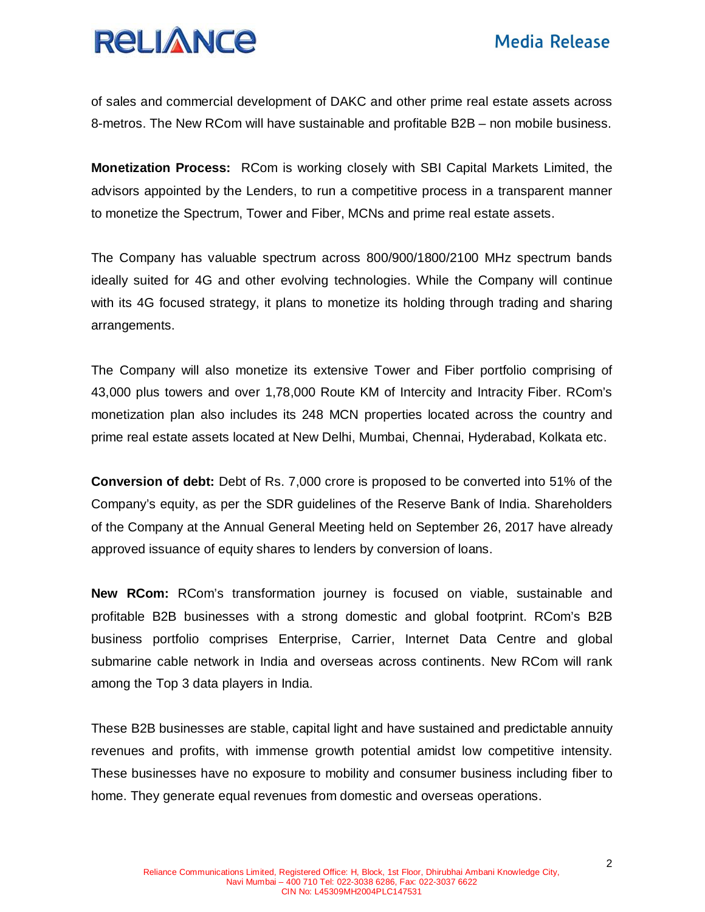of sales and commercial development of DAKC and other prime real estate assets across 8-metros. The New RCom will have sustainable and profitable B2B – non mobile business.

**Monetization Process:** RCom is working closely with SBI Capital Markets Limited, the advisors appointed by the Lenders, to run a competitive process in a transparent manner to monetize the Spectrum, Tower and Fiber, MCNs and prime real estate assets.

The Company has valuable spectrum across 800/900/1800/2100 MHz spectrum bands ideally suited for 4G and other evolving technologies. While the Company will continue with its 4G focused strategy, it plans to monetize its holding through trading and sharing arrangements.

The Company will also monetize its extensive Tower and Fiber portfolio comprising of 43,000 plus towers and over 1,78,000 Route KM of Intercity and Intracity Fiber. RCom's monetization plan also includes its 248 MCN properties located across the country and prime real estate assets located at New Delhi, Mumbai, Chennai, Hyderabad, Kolkata etc.

**Conversion of debt:** Debt of Rs. 7,000 crore is proposed to be converted into 51% of the Company's equity, as per the SDR guidelines of the Reserve Bank of India. Shareholders of the Company at the Annual General Meeting held on September 26, 2017 have already approved issuance of equity shares to lenders by conversion of loans.

**New RCom:** RCom's transformation journey is focused on viable, sustainable and profitable B2B businesses with a strong domestic and global footprint. RCom's B2B business portfolio comprises Enterprise, Carrier, Internet Data Centre and global submarine cable network in India and overseas across continents. New RCom will rank among the Top 3 data players in India.

These B2B businesses are stable, capital light and have sustained and predictable annuity revenues and profits, with immense growth potential amidst low competitive intensity. These businesses have no exposure to mobility and consumer business including fiber to home. They generate equal revenues from domestic and overseas operations.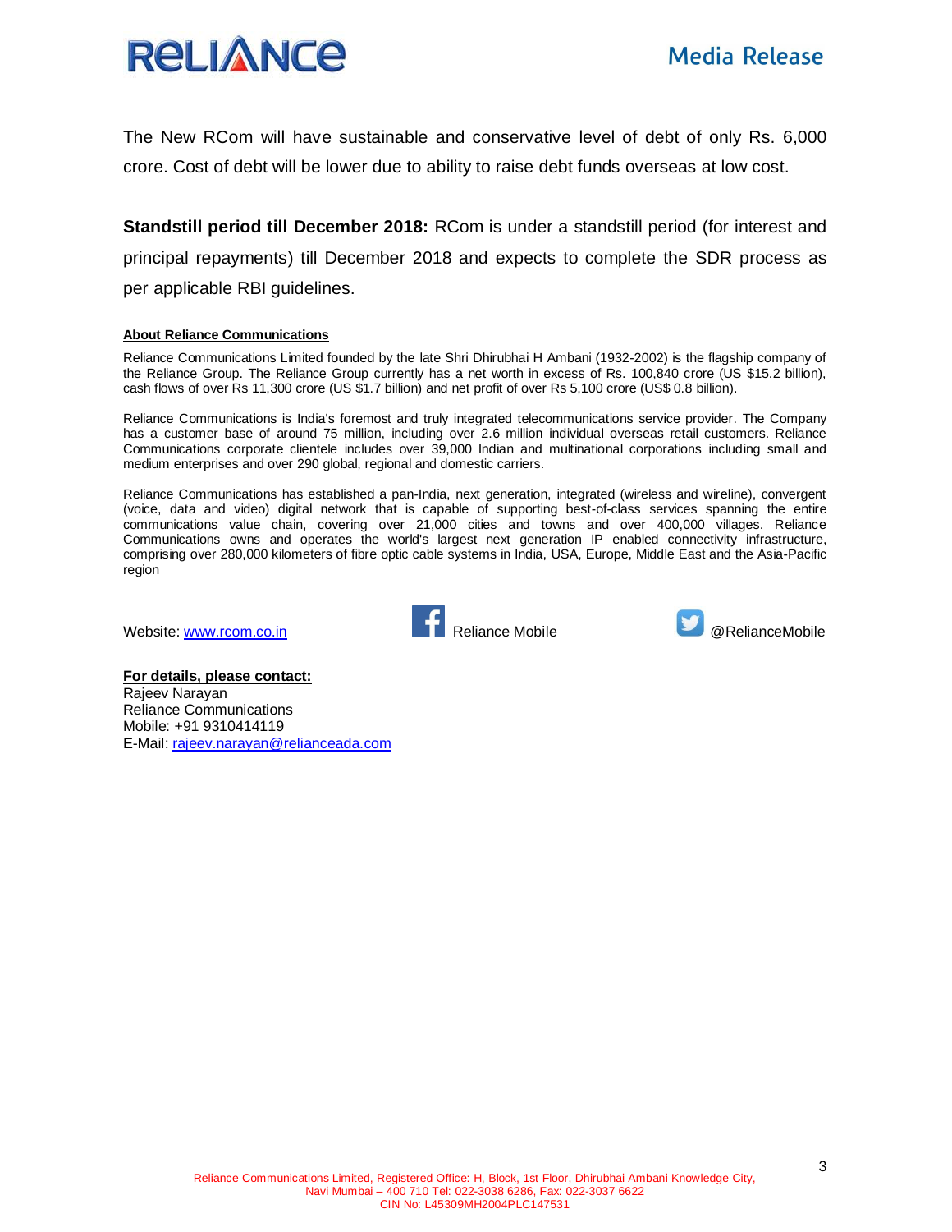The New RCom will have sustainable and conservative level of debt of only Rs. 6,000 crore. Cost of debt will be lower due to ability to raise debt funds overseas at low cost.

**Standstill period till December 2018:** RCom is under a standstill period (for interest and principal repayments) till December 2018 and expects to complete the SDR process as per applicable RBI guidelines.

**About Reliance Communications**

Reliance Communications Limited founded by the late Shri Dhirubhai H Ambani (1932-2002) is the flagship company of the Reliance Group. The Reliance Group currently has a net worth in excess of Rs. 100,840 crore (US $15.2 billion), cash flows of over Rs 11,300 crore (US $1.7 billion) and net profit of over Rs 5,100 crore (US$ 0.8 billion).

Reliance Communications is India's foremost and truly integrated telecommunications service provider. The Company has a customer base of around 75 million, including over 2.6 million individual overseas retail customers. Reliance Communications corporate clientele includes over 39,000 Indian and multinational corporations including small and medium enterprises and over 290 global, regional and domestic carriers.

Reliance Communications has established a pan-India, next generation, integrated (wireless and wireline), convergent (voice, data and video) digital network that is capable of supporting best-of-class services spanning the entire communications value chain, covering over 21,000 cities and towns and over 400,000 villages. Reliance Communications owns and operates the world's largest next generation IP enabled connectivity infrastructure, comprising over 280,000 kilometers of fibre optic cable systems in India, USA, Europe, Middle East and the Asia-Pacific region

Website: www.rcom.co.in Reliance Mobile @RelianceMobile

**For details, please contact:**
Rajeev Narayan
Reliance Communications
Mobile: +91 9310414119
E-Mail: rajeev.narayan@relianceada.com

Reliance Communications Limited, Registered Office: H, Block, 1st Floor, Dhirubhai Ambani Knowledge City, Navi Mumbai – 400 710 Tel: 022-3038 6286, Fax: 022-3037 6622
CIN No: L45309MH2004PLC147531